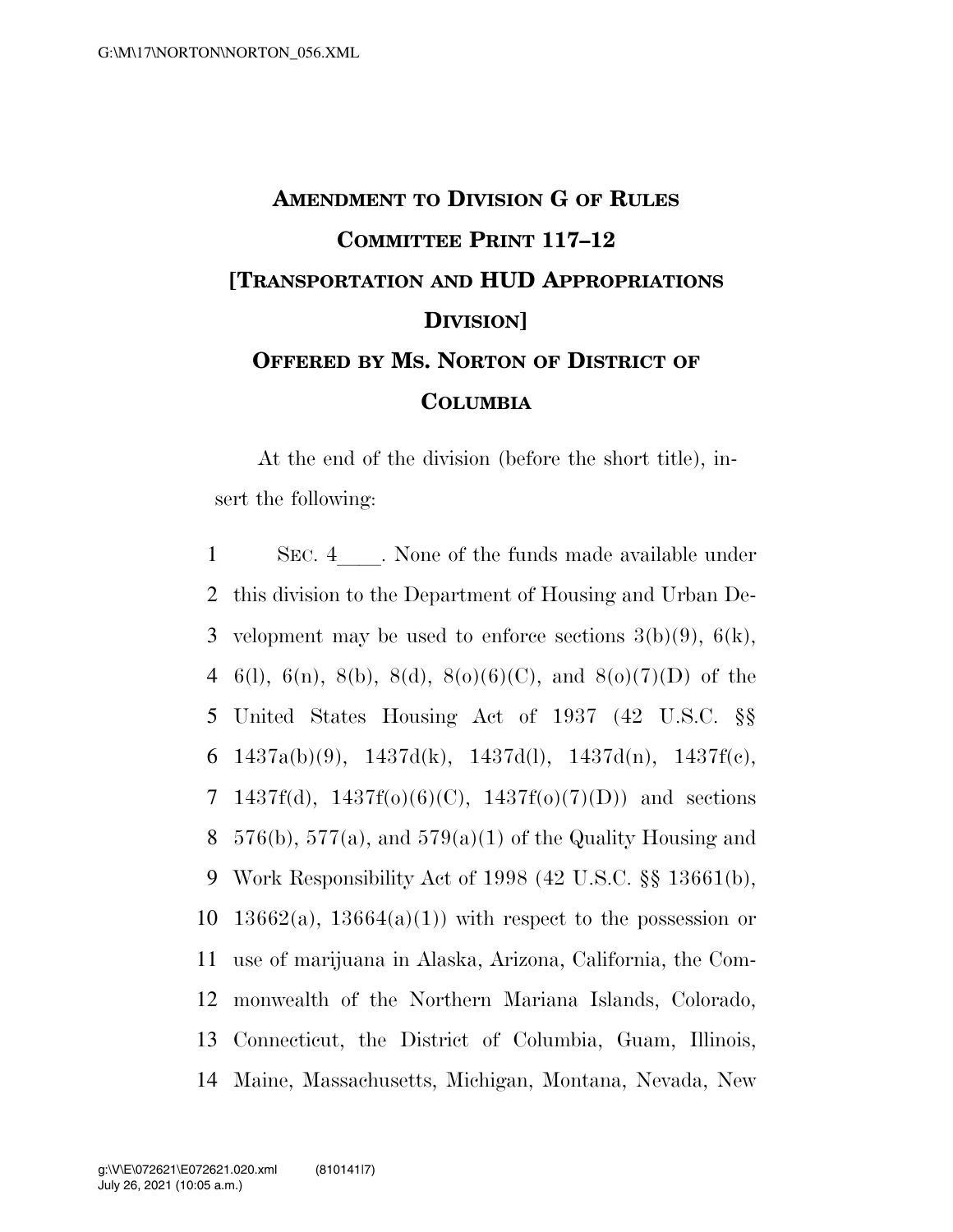# Amendment to Division G of Rules Committee Print 117–12 [Transportation and HUD Appropriations Division]

## Offered by Ms. Norton of District of Columbia

At the end of the division (before the short title), insert the following:

SEC. 4\_\_\_\_. None of the funds made available under this division to the Department of Housing and Urban Development may be used to enforce sections 3(b)(9), 6(k), 6(l), 6(n), 8(b), 8(d), 8(o)(6)(C), and 8(o)(7)(D) of the United States Housing Act of 1937 (42 U.S.C. §§ 1437a(b)(9), 1437d(k), 1437d(l), 1437d(n), 1437f(c), 1437f(d), 1437f(o)(6)(C), 1437f(o)(7)(D)) and sections 576(b), 577(a), and 579(a)(1) of the Quality Housing and Work Responsibility Act of 1998 (42 U.S.C. §§ 13661(b), 13662(a), 13664(a)(1)) with respect to the possession or use of marijuana in Alaska, Arizona, California, the Commonwealth of the Northern Mariana Islands, Colorado, Connecticut, the District of Columbia, Guam, Illinois, Maine, Massachusetts, Michigan, Montana, Nevada, New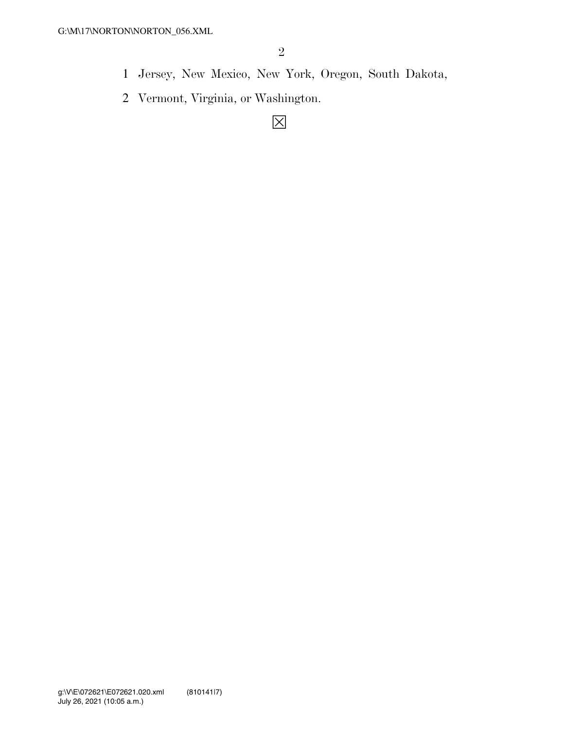Jersey, New Mexico, New York, Oregon, South Dakota, Vermont, Virginia, or Washington.

☒